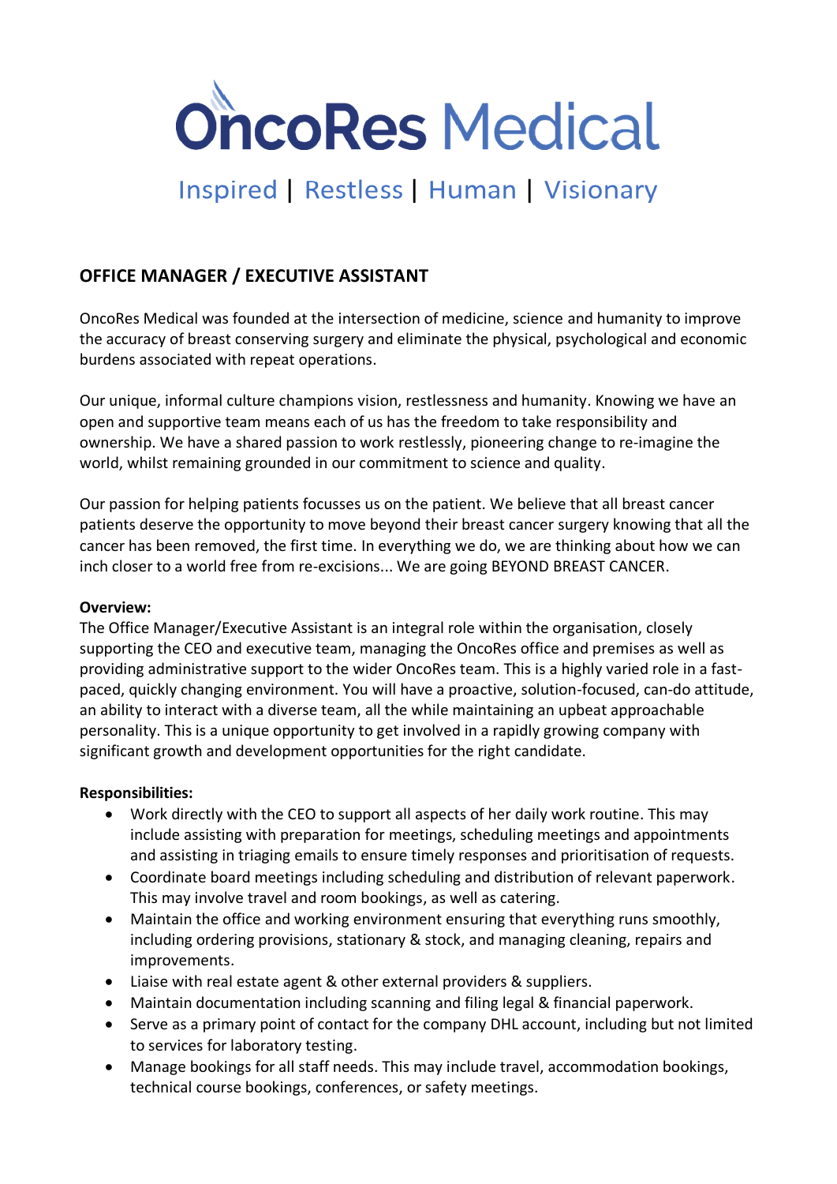# OncoRes Medical

Inspired | Restless | Human | Visionary

## OFFICE MANAGER / EXECUTIVE ASSISTANT

OncoRes Medical was founded at the intersection of medicine, science and humanity to improve the accuracy of breast conserving surgery and eliminate the physical, psychological and economic burdens associated with repeat operations.

Our unique, informal culture champions vision, restlessness and humanity. Knowing we have an open and supportive team means each of us has the freedom to take responsibility and ownership. We have a shared passion to work restlessly, pioneering change to re-imagine the world, whilst remaining grounded in our commitment to science and quality.

Our passion for helping patients focusses us on the patient. We believe that all breast cancer patients deserve the opportunity to move beyond their breast cancer surgery knowing that all the cancer has been removed, the first time. In everything we do, we are thinking about how we can inch closer to a world free from re-excisions... We are going BEYOND BREAST CANCER.

**Overview:**

The Office Manager/Executive Assistant is an integral role within the organisation, closely supporting the CEO and executive team, managing the OncoRes office and premises as well as providing administrative support to the wider OncoRes team. This is a highly varied role in a fast-paced, quickly changing environment. You will have a proactive, solution-focused, can-do attitude, an ability to interact with a diverse team, all the while maintaining an upbeat approachable personality. This is a unique opportunity to get involved in a rapidly growing company with significant growth and development opportunities for the right candidate.

**Responsibilities:**

- Work directly with the CEO to support all aspects of her daily work routine. This may include assisting with preparation for meetings, scheduling meetings and appointments and assisting in triaging emails to ensure timely responses and prioritisation of requests.
- Coordinate board meetings including scheduling and distribution of relevant paperwork. This may involve travel and room bookings, as well as catering.
- Maintain the office and working environment ensuring that everything runs smoothly, including ordering provisions, stationary & stock, and managing cleaning, repairs and improvements.
- Liaise with real estate agent & other external providers & suppliers.
- Maintain documentation including scanning and filing legal & financial paperwork.
- Serve as a primary point of contact for the company DHL account, including but not limited to services for laboratory testing.
- Manage bookings for all staff needs. This may include travel, accommodation bookings, technical course bookings, conferences, or safety meetings.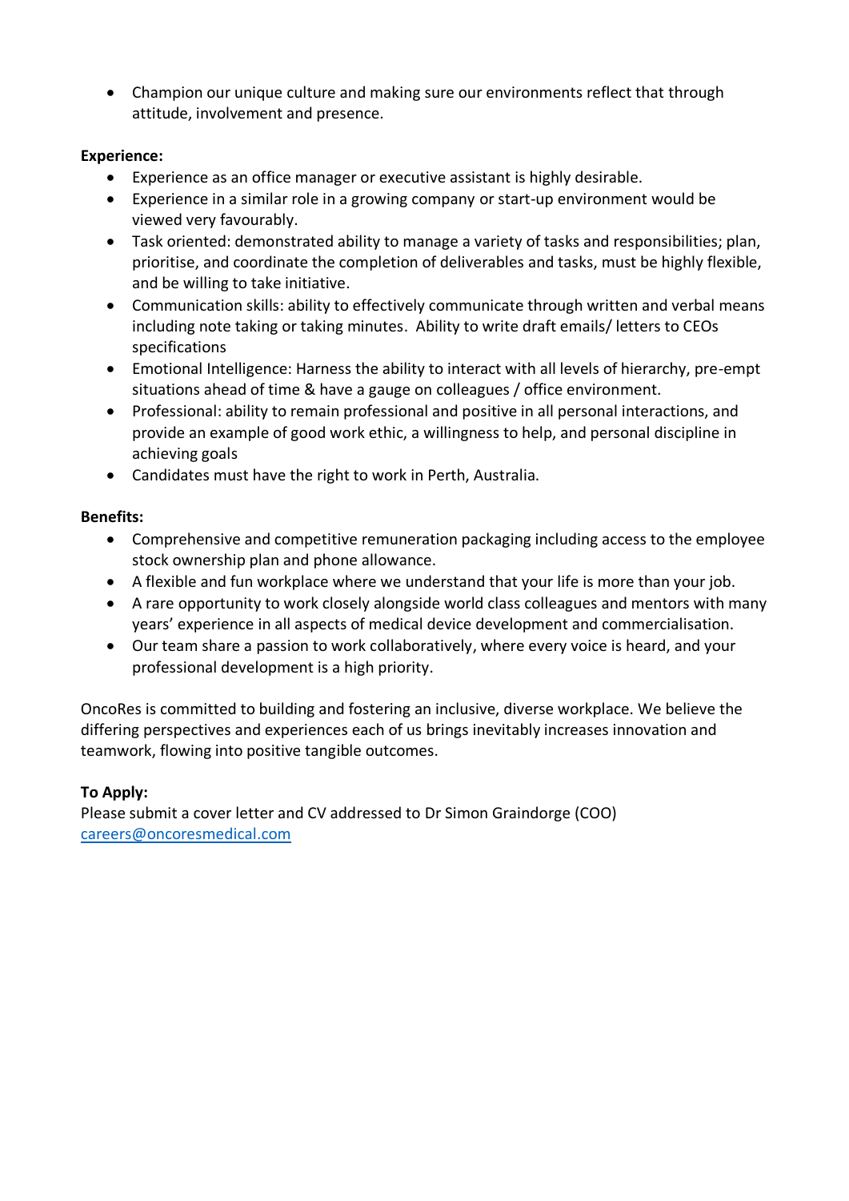- Champion our unique culture and making sure our environments reflect that through attitude, involvement and presence.

**Experience:**

- Experience as an office manager or executive assistant is highly desirable.
- Experience in a similar role in a growing company or start-up environment would be viewed very favourably.
- Task oriented: demonstrated ability to manage a variety of tasks and responsibilities; plan, prioritise, and coordinate the completion of deliverables and tasks, must be highly flexible, and be willing to take initiative.
- Communication skills: ability to effectively communicate through written and verbal means including note taking or taking minutes. Ability to write draft emails/ letters to CEOs specifications
- Emotional Intelligence: Harness the ability to interact with all levels of hierarchy, pre-empt situations ahead of time & have a gauge on colleagues / office environment.
- Professional: ability to remain professional and positive in all personal interactions, and provide an example of good work ethic, a willingness to help, and personal discipline in achieving goals
- Candidates must have the right to work in Perth, Australia.

**Benefits:**

- Comprehensive and competitive remuneration packaging including access to the employee stock ownership plan and phone allowance.
- A flexible and fun workplace where we understand that your life is more than your job.
- A rare opportunity to work closely alongside world class colleagues and mentors with many years' experience in all aspects of medical device development and commercialisation.
- Our team share a passion to work collaboratively, where every voice is heard, and your professional development is a high priority.

OncoRes is committed to building and fostering an inclusive, diverse workplace. We believe the differing perspectives and experiences each of us brings inevitably increases innovation and teamwork, flowing into positive tangible outcomes.

**To Apply:**
Please submit a cover letter and CV addressed to Dr Simon Graindorge (COO)
[careers@oncoresmedical.com](mailto:careers@oncoresmedical.com)